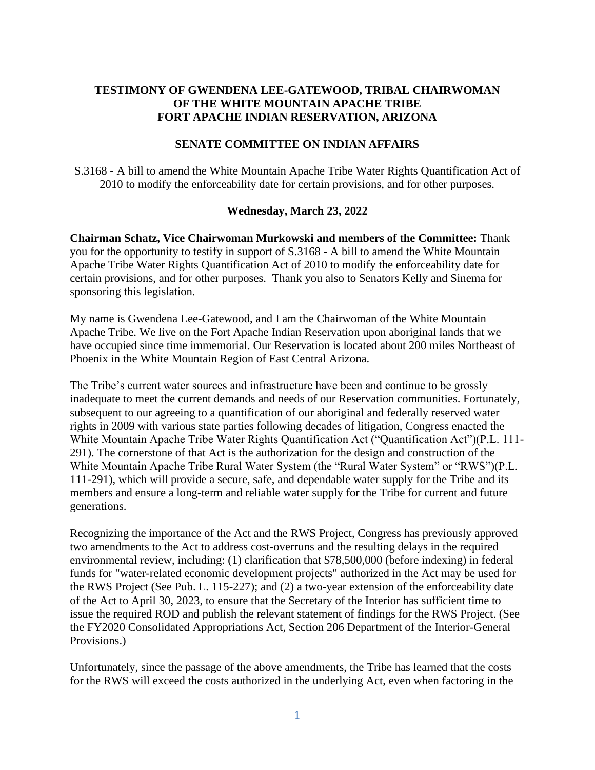**TESTIMONY OF GWENDENA LEE-GATEWOOD, TRIBAL CHAIRWOMAN OF THE WHITE MOUNTAIN APACHE TRIBE FORT APACHE INDIAN RESERVATION, ARIZONA**

**SENATE COMMITTEE ON INDIAN AFFAIRS**

S.3168 - A bill to amend the White Mountain Apache Tribe Water Rights Quantification Act of 2010 to modify the enforceability date for certain provisions, and for other purposes.

**Wednesday, March 23, 2022**

**Chairman Schatz, Vice Chairwoman Murkowski and members of the Committee:** Thank you for the opportunity to testify in support of S.3168 - A bill to amend the White Mountain Apache Tribe Water Rights Quantification Act of 2010 to modify the enforceability date for certain provisions, and for other purposes. Thank you also to Senators Kelly and Sinema for sponsoring this legislation.

My name is Gwendena Lee-Gatewood, and I am the Chairwoman of the White Mountain Apache Tribe. We live on the Fort Apache Indian Reservation upon aboriginal lands that we have occupied since time immemorial. Our Reservation is located about 200 miles Northeast of Phoenix in the White Mountain Region of East Central Arizona.

The Tribe's current water sources and infrastructure have been and continue to be grossly inadequate to meet the current demands and needs of our Reservation communities. Fortunately, subsequent to our agreeing to a quantification of our aboriginal and federally reserved water rights in 2009 with various state parties following decades of litigation, Congress enacted the White Mountain Apache Tribe Water Rights Quantification Act ("Quantification Act")(P.L. 111-291). The cornerstone of that Act is the authorization for the design and construction of the White Mountain Apache Tribe Rural Water System (the "Rural Water System" or "RWS")(P.L. 111-291), which will provide a secure, safe, and dependable water supply for the Tribe and its members and ensure a long-term and reliable water supply for the Tribe for current and future generations.

Recognizing the importance of the Act and the RWS Project, Congress has previously approved two amendments to the Act to address cost-overruns and the resulting delays in the required environmental review, including: (1) clarification that $78,500,000 (before indexing) in federal funds for "water-related economic development projects" authorized in the Act may be used for the RWS Project (See Pub. L. 115-227); and (2) a two-year extension of the enforceability date of the Act to April 30, 2023, to ensure that the Secretary of the Interior has sufficient time to issue the required ROD and publish the relevant statement of findings for the RWS Project. (See the FY2020 Consolidated Appropriations Act, Section 206 Department of the Interior-General Provisions.)

Unfortunately, since the passage of the above amendments, the Tribe has learned that the costs for the RWS will exceed the costs authorized in the underlying Act, even when factoring in the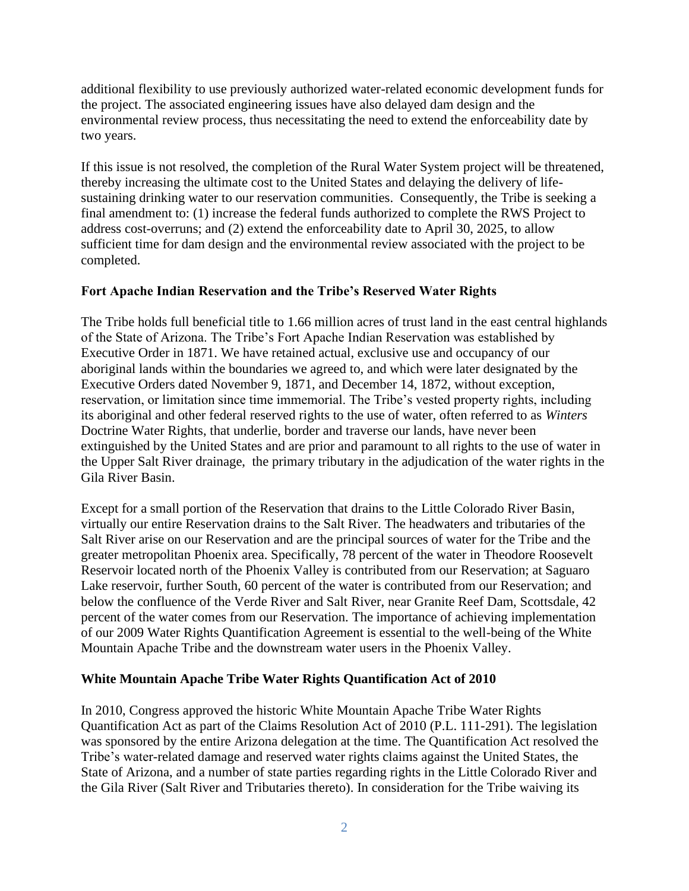additional flexibility to use previously authorized water-related economic development funds for the project. The associated engineering issues have also delayed dam design and the environmental review process, thus necessitating the need to extend the enforceability date by two years.

If this issue is not resolved, the completion of the Rural Water System project will be threatened, thereby increasing the ultimate cost to the United States and delaying the delivery of life-sustaining drinking water to our reservation communities. Consequently, the Tribe is seeking a final amendment to: (1) increase the federal funds authorized to complete the RWS Project to address cost-overruns; and (2) extend the enforceability date to April 30, 2025, to allow sufficient time for dam design and the environmental review associated with the project to be completed.

**Fort Apache Indian Reservation and the Tribe's Reserved Water Rights**

The Tribe holds full beneficial title to 1.66 million acres of trust land in the east central highlands of the State of Arizona. The Tribe's Fort Apache Indian Reservation was established by Executive Order in 1871. We have retained actual, exclusive use and occupancy of our aboriginal lands within the boundaries we agreed to, and which were later designated by the Executive Orders dated November 9, 1871, and December 14, 1872, without exception, reservation, or limitation since time immemorial. The Tribe's vested property rights, including its aboriginal and other federal reserved rights to the use of water, often referred to as *Winters* Doctrine Water Rights, that underlie, border and traverse our lands, have never been extinguished by the United States and are prior and paramount to all rights to the use of water in the Upper Salt River drainage, the primary tributary in the adjudication of the water rights in the Gila River Basin.

Except for a small portion of the Reservation that drains to the Little Colorado River Basin, virtually our entire Reservation drains to the Salt River. The headwaters and tributaries of the Salt River arise on our Reservation and are the principal sources of water for the Tribe and the greater metropolitan Phoenix area. Specifically, 78 percent of the water in Theodore Roosevelt Reservoir located north of the Phoenix Valley is contributed from our Reservation; at Saguaro Lake reservoir, further South, 60 percent of the water is contributed from our Reservation; and below the confluence of the Verde River and Salt River, near Granite Reef Dam, Scottsdale, 42 percent of the water comes from our Reservation. The importance of achieving implementation of our 2009 Water Rights Quantification Agreement is essential to the well-being of the White Mountain Apache Tribe and the downstream water users in the Phoenix Valley.

**White Mountain Apache Tribe Water Rights Quantification Act of 2010**

In 2010, Congress approved the historic White Mountain Apache Tribe Water Rights Quantification Act as part of the Claims Resolution Act of 2010 (P.L. 111-291). The legislation was sponsored by the entire Arizona delegation at the time. The Quantification Act resolved the Tribe's water-related damage and reserved water rights claims against the United States, the State of Arizona, and a number of state parties regarding rights in the Little Colorado River and the Gila River (Salt River and Tributaries thereto). In consideration for the Tribe waiving its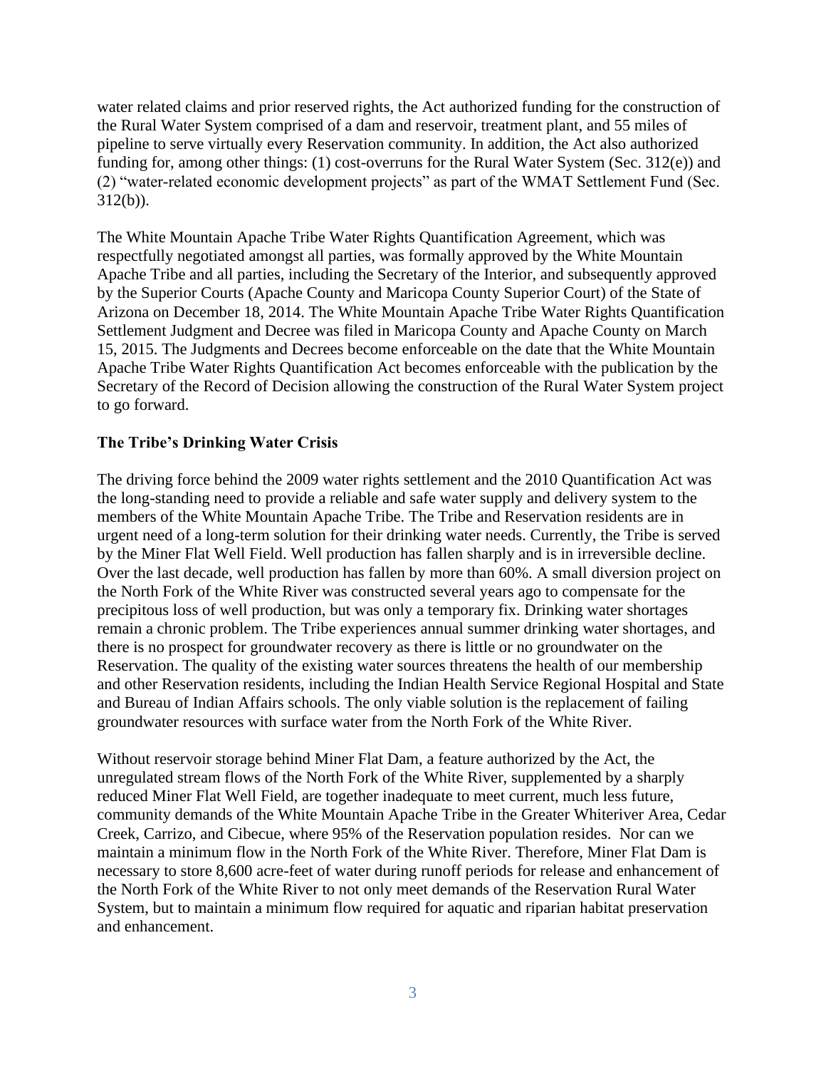water related claims and prior reserved rights, the Act authorized funding for the construction of the Rural Water System comprised of a dam and reservoir, treatment plant, and 55 miles of pipeline to serve virtually every Reservation community. In addition, the Act also authorized funding for, among other things: (1) cost-overruns for the Rural Water System (Sec. 312(e)) and (2) "water-related economic development projects" as part of the WMAT Settlement Fund (Sec. 312(b)).

The White Mountain Apache Tribe Water Rights Quantification Agreement, which was respectfully negotiated amongst all parties, was formally approved by the White Mountain Apache Tribe and all parties, including the Secretary of the Interior, and subsequently approved by the Superior Courts (Apache County and Maricopa County Superior Court) of the State of Arizona on December 18, 2014. The White Mountain Apache Tribe Water Rights Quantification Settlement Judgment and Decree was filed in Maricopa County and Apache County on March 15, 2015. The Judgments and Decrees become enforceable on the date that the White Mountain Apache Tribe Water Rights Quantification Act becomes enforceable with the publication by the Secretary of the Record of Decision allowing the construction of the Rural Water System project to go forward.

**The Tribe's Drinking Water Crisis**

The driving force behind the 2009 water rights settlement and the 2010 Quantification Act was the long-standing need to provide a reliable and safe water supply and delivery system to the members of the White Mountain Apache Tribe. The Tribe and Reservation residents are in urgent need of a long-term solution for their drinking water needs. Currently, the Tribe is served by the Miner Flat Well Field. Well production has fallen sharply and is in irreversible decline. Over the last decade, well production has fallen by more than 60%. A small diversion project on the North Fork of the White River was constructed several years ago to compensate for the precipitous loss of well production, but was only a temporary fix. Drinking water shortages remain a chronic problem. The Tribe experiences annual summer drinking water shortages, and there is no prospect for groundwater recovery as there is little or no groundwater on the Reservation. The quality of the existing water sources threatens the health of our membership and other Reservation residents, including the Indian Health Service Regional Hospital and State and Bureau of Indian Affairs schools. The only viable solution is the replacement of failing groundwater resources with surface water from the North Fork of the White River.

Without reservoir storage behind Miner Flat Dam, a feature authorized by the Act, the unregulated stream flows of the North Fork of the White River, supplemented by a sharply reduced Miner Flat Well Field, are together inadequate to meet current, much less future, community demands of the White Mountain Apache Tribe in the Greater Whiteriver Area, Cedar Creek, Carrizo, and Cibecue, where 95% of the Reservation population resides. Nor can we maintain a minimum flow in the North Fork of the White River. Therefore, Miner Flat Dam is necessary to store 8,600 acre-feet of water during runoff periods for release and enhancement of the North Fork of the White River to not only meet demands of the Reservation Rural Water System, but to maintain a minimum flow required for aquatic and riparian habitat preservation and enhancement.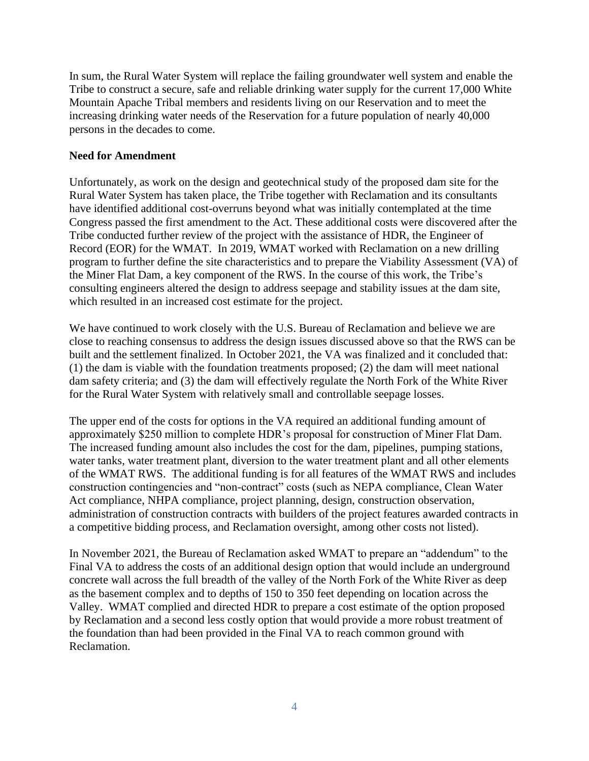In sum, the Rural Water System will replace the failing groundwater well system and enable the Tribe to construct a secure, safe and reliable drinking water supply for the current 17,000 White Mountain Apache Tribal members and residents living on our Reservation and to meet the increasing drinking water needs of the Reservation for a future population of nearly 40,000 persons in the decades to come.

**Need for Amendment**

Unfortunately, as work on the design and geotechnical study of the proposed dam site for the Rural Water System has taken place, the Tribe together with Reclamation and its consultants have identified additional cost-overruns beyond what was initially contemplated at the time Congress passed the first amendment to the Act. These additional costs were discovered after the Tribe conducted further review of the project with the assistance of HDR, the Engineer of Record (EOR) for the WMAT. In 2019, WMAT worked with Reclamation on a new drilling program to further define the site characteristics and to prepare the Viability Assessment (VA) of the Miner Flat Dam, a key component of the RWS. In the course of this work, the Tribe's consulting engineers altered the design to address seepage and stability issues at the dam site, which resulted in an increased cost estimate for the project.

We have continued to work closely with the U.S. Bureau of Reclamation and believe we are close to reaching consensus to address the design issues discussed above so that the RWS can be built and the settlement finalized. In October 2021, the VA was finalized and it concluded that: (1) the dam is viable with the foundation treatments proposed; (2) the dam will meet national dam safety criteria; and (3) the dam will effectively regulate the North Fork of the White River for the Rural Water System with relatively small and controllable seepage losses.

The upper end of the costs for options in the VA required an additional funding amount of approximately $250 million to complete HDR's proposal for construction of Miner Flat Dam. The increased funding amount also includes the cost for the dam, pipelines, pumping stations, water tanks, water treatment plant, diversion to the water treatment plant and all other elements of the WMAT RWS. The additional funding is for all features of the WMAT RWS and includes construction contingencies and "non-contract" costs (such as NEPA compliance, Clean Water Act compliance, NHPA compliance, project planning, design, construction observation, administration of construction contracts with builders of the project features awarded contracts in a competitive bidding process, and Reclamation oversight, among other costs not listed).

In November 2021, the Bureau of Reclamation asked WMAT to prepare an "addendum" to the Final VA to address the costs of an additional design option that would include an underground concrete wall across the full breadth of the valley of the North Fork of the White River as deep as the basement complex and to depths of 150 to 350 feet depending on location across the Valley. WMAT complied and directed HDR to prepare a cost estimate of the option proposed by Reclamation and a second less costly option that would provide a more robust treatment of the foundation than had been provided in the Final VA to reach common ground with Reclamation.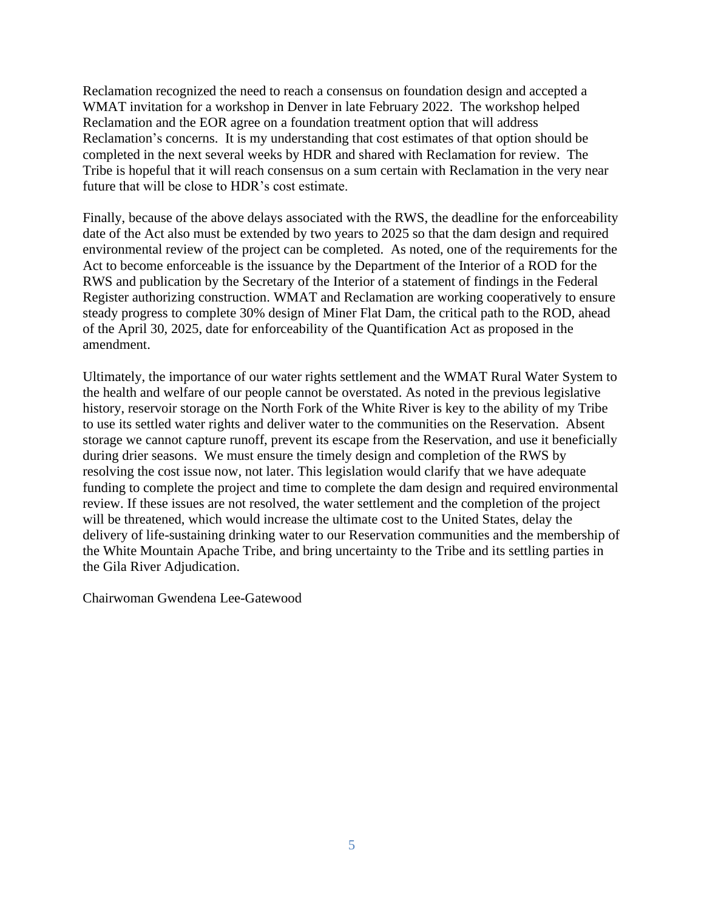Reclamation recognized the need to reach a consensus on foundation design and accepted a WMAT invitation for a workshop in Denver in late February 2022. The workshop helped Reclamation and the EOR agree on a foundation treatment option that will address Reclamation's concerns. It is my understanding that cost estimates of that option should be completed in the next several weeks by HDR and shared with Reclamation for review. The Tribe is hopeful that it will reach consensus on a sum certain with Reclamation in the very near future that will be close to HDR's cost estimate.

Finally, because of the above delays associated with the RWS, the deadline for the enforceability date of the Act also must be extended by two years to 2025 so that the dam design and required environmental review of the project can be completed. As noted, one of the requirements for the Act to become enforceable is the issuance by the Department of the Interior of a ROD for the RWS and publication by the Secretary of the Interior of a statement of findings in the Federal Register authorizing construction. WMAT and Reclamation are working cooperatively to ensure steady progress to complete 30% design of Miner Flat Dam, the critical path to the ROD, ahead of the April 30, 2025, date for enforceability of the Quantification Act as proposed in the amendment.

Ultimately, the importance of our water rights settlement and the WMAT Rural Water System to the health and welfare of our people cannot be overstated. As noted in the previous legislative history, reservoir storage on the North Fork of the White River is key to the ability of my Tribe to use its settled water rights and deliver water to the communities on the Reservation. Absent storage we cannot capture runoff, prevent its escape from the Reservation, and use it beneficially during drier seasons. We must ensure the timely design and completion of the RWS by resolving the cost issue now, not later. This legislation would clarify that we have adequate funding to complete the project and time to complete the dam design and required environmental review. If these issues are not resolved, the water settlement and the completion of the project will be threatened, which would increase the ultimate cost to the United States, delay the delivery of life-sustaining drinking water to our Reservation communities and the membership of the White Mountain Apache Tribe, and bring uncertainty to the Tribe and its settling parties in the Gila River Adjudication.

Chairwoman Gwendena Lee-Gatewood